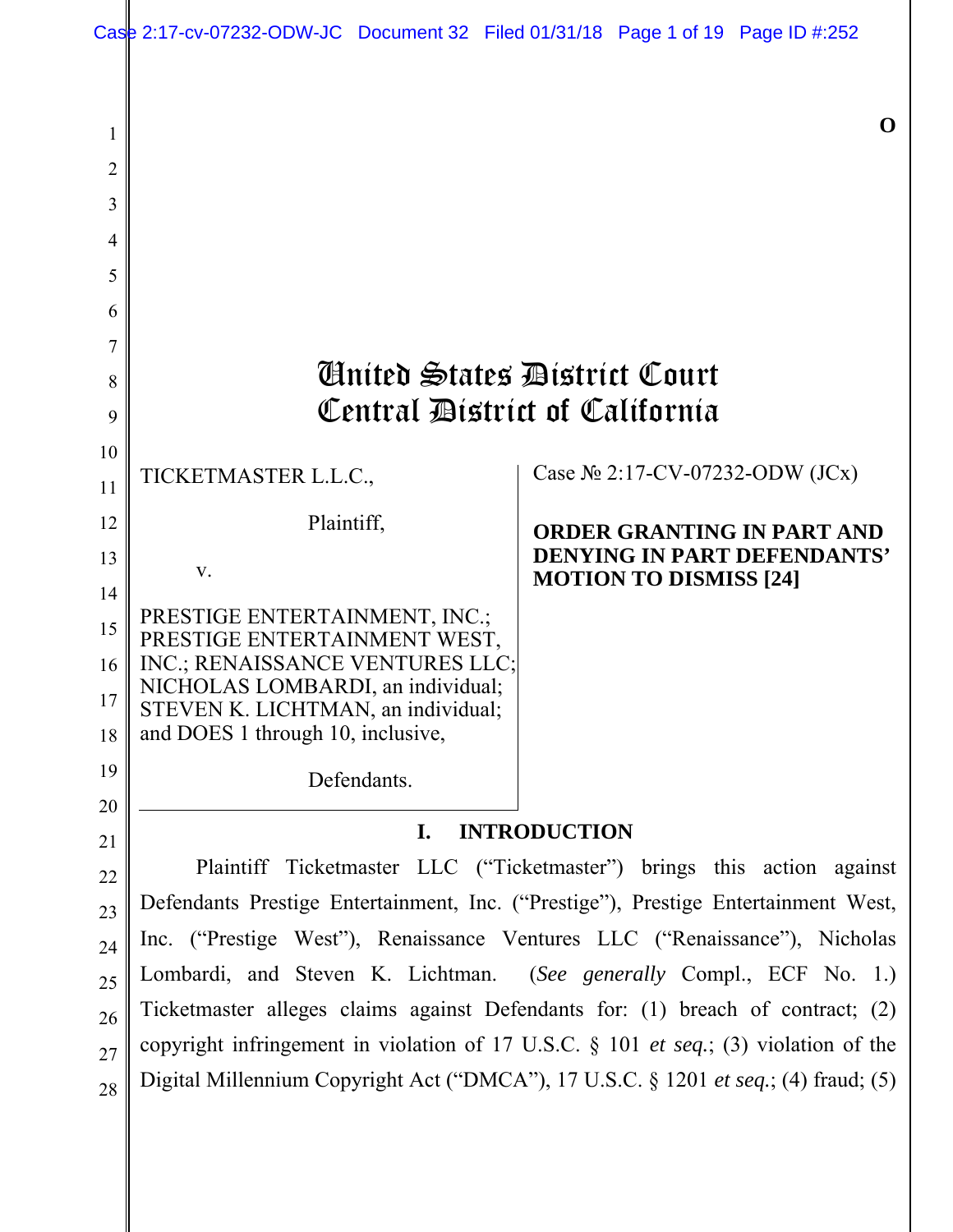O

# United States District Court
# Central District of California

TICKETMASTER L.L.C.,

Plaintiff,

v.

PRESTIGE ENTERTAINMENT, INC.; PRESTIGE ENTERTAINMENT WEST, INC.; RENAISSANCE VENTURES LLC; NICHOLAS LOMBARDI, an individual; STEVEN K. LICHTMAN, an individual; and DOES 1 through 10, inclusive,

Defendants.

Case № 2:17-CV-07232-ODW (JCx)

**ORDER GRANTING IN PART AND DENYING IN PART DEFENDANTS' MOTION TO DISMISS [24]**

## I. INTRODUCTION

Plaintiff Ticketmaster LLC ("Ticketmaster") brings this action against Defendants Prestige Entertainment, Inc. ("Prestige"), Prestige Entertainment West, Inc. ("Prestige West"), Renaissance Ventures LLC ("Renaissance"), Nicholas Lombardi, and Steven K. Lichtman. (*See generally* Compl., ECF No. 1.) Ticketmaster alleges claims against Defendants for: (1) breach of contract; (2) copyright infringement in violation of 17 U.S.C. § 101 *et seq.*; (3) violation of the Digital Millennium Copyright Act ("DMCA"), 17 U.S.C. § 1201 *et seq.*; (4) fraud; (5)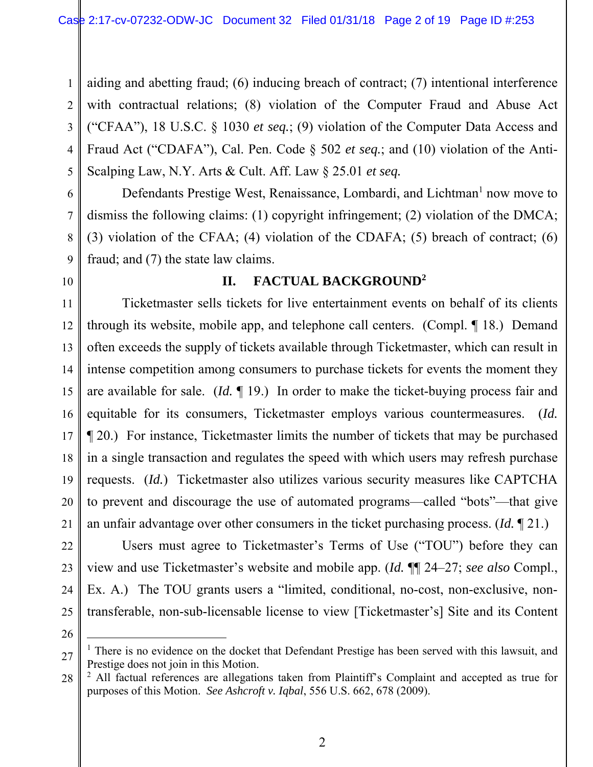aiding and abetting fraud; (6) inducing breach of contract; (7) intentional interference with contractual relations; (8) violation of the Computer Fraud and Abuse Act ("CFAA"), 18 U.S.C. § 1030 *et seq.*; (9) violation of the Computer Data Access and Fraud Act ("CDAFA"), Cal. Pen. Code § 502 *et seq.*; and (10) violation of the Anti-Scalping Law, N.Y. Arts & Cult. Aff. Law § 25.01 *et seq.*

Defendants Prestige West, Renaissance, Lombardi, and Lichtman[1] now move to dismiss the following claims: (1) copyright infringement; (2) violation of the DMCA; (3) violation of the CFAA; (4) violation of the CDAFA; (5) breach of contract; (6) fraud; and (7) the state law claims.

## II. FACTUAL BACKGROUND[2]

Ticketmaster sells tickets for live entertainment events on behalf of its clients through its website, mobile app, and telephone call centers. (Compl. ¶ 18.) Demand often exceeds the supply of tickets available through Ticketmaster, which can result in intense competition among consumers to purchase tickets for events the moment they are available for sale. (*Id.* ¶ 19.) In order to make the ticket-buying process fair and equitable for its consumers, Ticketmaster employs various countermeasures. (*Id.* ¶ 20.) For instance, Ticketmaster limits the number of tickets that may be purchased in a single transaction and regulates the speed with which users may refresh purchase requests. (*Id.*) Ticketmaster also utilizes various security measures like CAPTCHA to prevent and discourage the use of automated programs—called "bots"—that give an unfair advantage over other consumers in the ticket purchasing process. (*Id.* ¶ 21.)

Users must agree to Ticketmaster's Terms of Use ("TOU") before they can view and use Ticketmaster's website and mobile app. (*Id.* ¶¶ 24–27; *see also* Compl., Ex. A.) The TOU grants users a "limited, conditional, no-cost, non-exclusive, non-transferable, non-sub-licensable license to view [Ticketmaster's] Site and its Content

---

[1] There is no evidence on the docket that Defendant Prestige has been served with this lawsuit, and Prestige does not join in this Motion.

[2] All factual references are allegations taken from Plaintiff's Complaint and accepted as true for purposes of this Motion. *See Ashcroft v. Iqbal*, 556 U.S. 662, 678 (2009).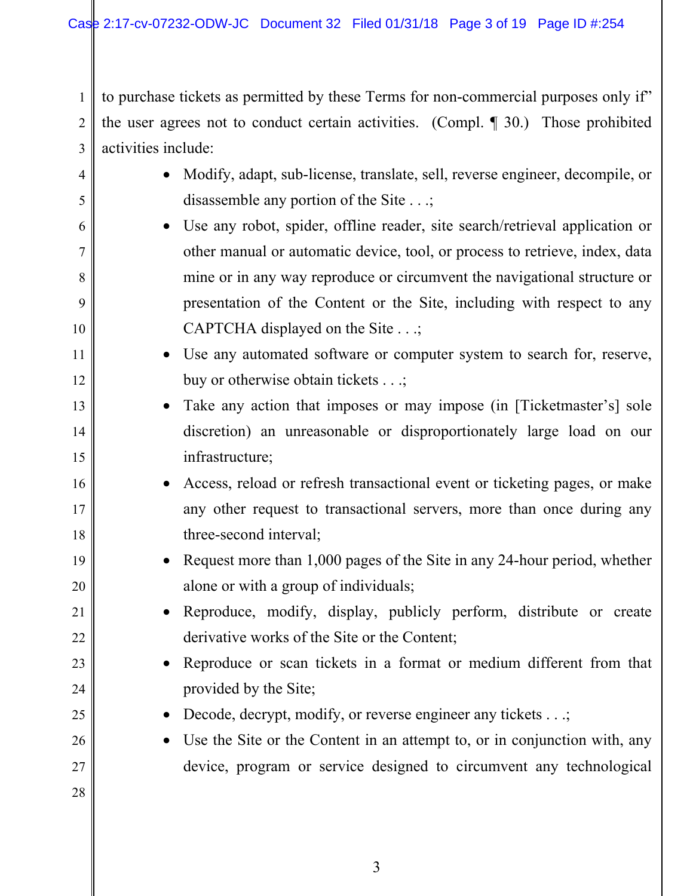to purchase tickets as permitted by these Terms for non-commercial purposes only if" the user agrees not to conduct certain activities. (Compl. ¶ 30.) Those prohibited activities include:

- Modify, adapt, sub-license, translate, sell, reverse engineer, decompile, or disassemble any portion of the Site . . .;
- Use any robot, spider, offline reader, site search/retrieval application or other manual or automatic device, tool, or process to retrieve, index, data mine or in any way reproduce or circumvent the navigational structure or presentation of the Content or the Site, including with respect to any CAPTCHA displayed on the Site . . .;
- Use any automated software or computer system to search for, reserve, buy or otherwise obtain tickets . . .;
- Take any action that imposes or may impose (in [Ticketmaster's] sole discretion) an unreasonable or disproportionately large load on our infrastructure;
- Access, reload or refresh transactional event or ticketing pages, or make any other request to transactional servers, more than once during any three-second interval;
- Request more than 1,000 pages of the Site in any 24-hour period, whether alone or with a group of individuals;
- Reproduce, modify, display, publicly perform, distribute or create derivative works of the Site or the Content;
- Reproduce or scan tickets in a format or medium different from that provided by the Site;
- Decode, decrypt, modify, or reverse engineer any tickets . . .;
- Use the Site or the Content in an attempt to, or in conjunction with, any device, program or service designed to circumvent any technological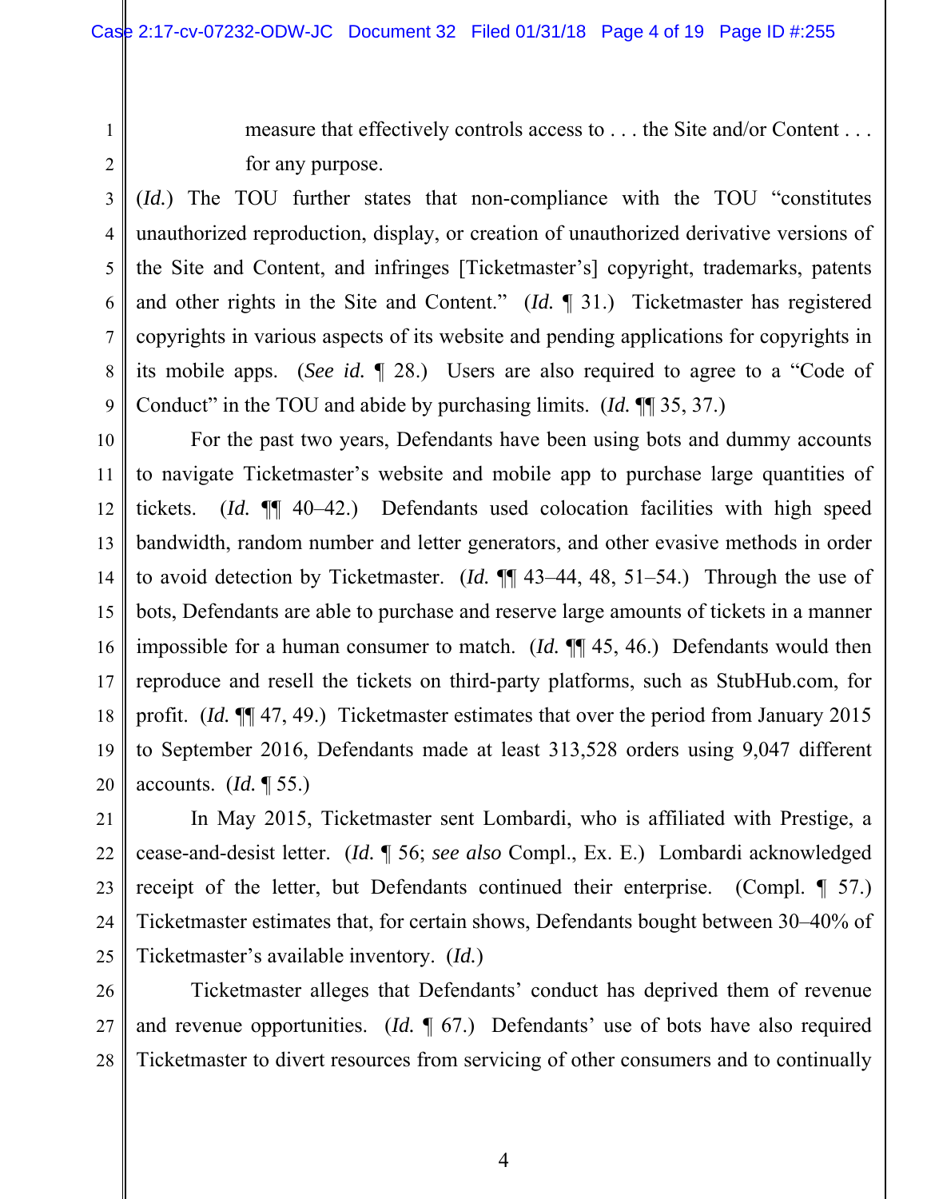> measure that effectively controls access to . . . the Site and/or Content . . . for any purpose.

(*Id.*) The TOU further states that non-compliance with the TOU "constitutes unauthorized reproduction, display, or creation of unauthorized derivative versions of the Site and Content, and infringes [Ticketmaster's] copyright, trademarks, patents and other rights in the Site and Content." (*Id.* ¶ 31.) Ticketmaster has registered copyrights in various aspects of its website and pending applications for copyrights in its mobile apps. (*See id.* ¶ 28.) Users are also required to agree to a "Code of Conduct" in the TOU and abide by purchasing limits. (*Id.* ¶¶ 35, 37.)

For the past two years, Defendants have been using bots and dummy accounts to navigate Ticketmaster's website and mobile app to purchase large quantities of tickets. (*Id.* ¶¶ 40–42.) Defendants used colocation facilities with high speed bandwidth, random number and letter generators, and other evasive methods in order to avoid detection by Ticketmaster. (*Id.* ¶¶ 43–44, 48, 51–54.) Through the use of bots, Defendants are able to purchase and reserve large amounts of tickets in a manner impossible for a human consumer to match. (*Id.* ¶¶ 45, 46.) Defendants would then reproduce and resell the tickets on third-party platforms, such as StubHub.com, for profit. (*Id.* ¶¶ 47, 49.) Ticketmaster estimates that over the period from January 2015 to September 2016, Defendants made at least 313,528 orders using 9,047 different accounts. (*Id.* ¶ 55.)

In May 2015, Ticketmaster sent Lombardi, who is affiliated with Prestige, a cease-and-desist letter. (*Id.* ¶ 56; *see also* Compl., Ex. E.) Lombardi acknowledged receipt of the letter, but Defendants continued their enterprise. (Compl. ¶ 57.) Ticketmaster estimates that, for certain shows, Defendants bought between 30–40% of Ticketmaster's available inventory. (*Id.*)

Ticketmaster alleges that Defendants' conduct has deprived them of revenue and revenue opportunities. (*Id.* ¶ 67.) Defendants' use of bots have also required Ticketmaster to divert resources from servicing of other consumers and to continually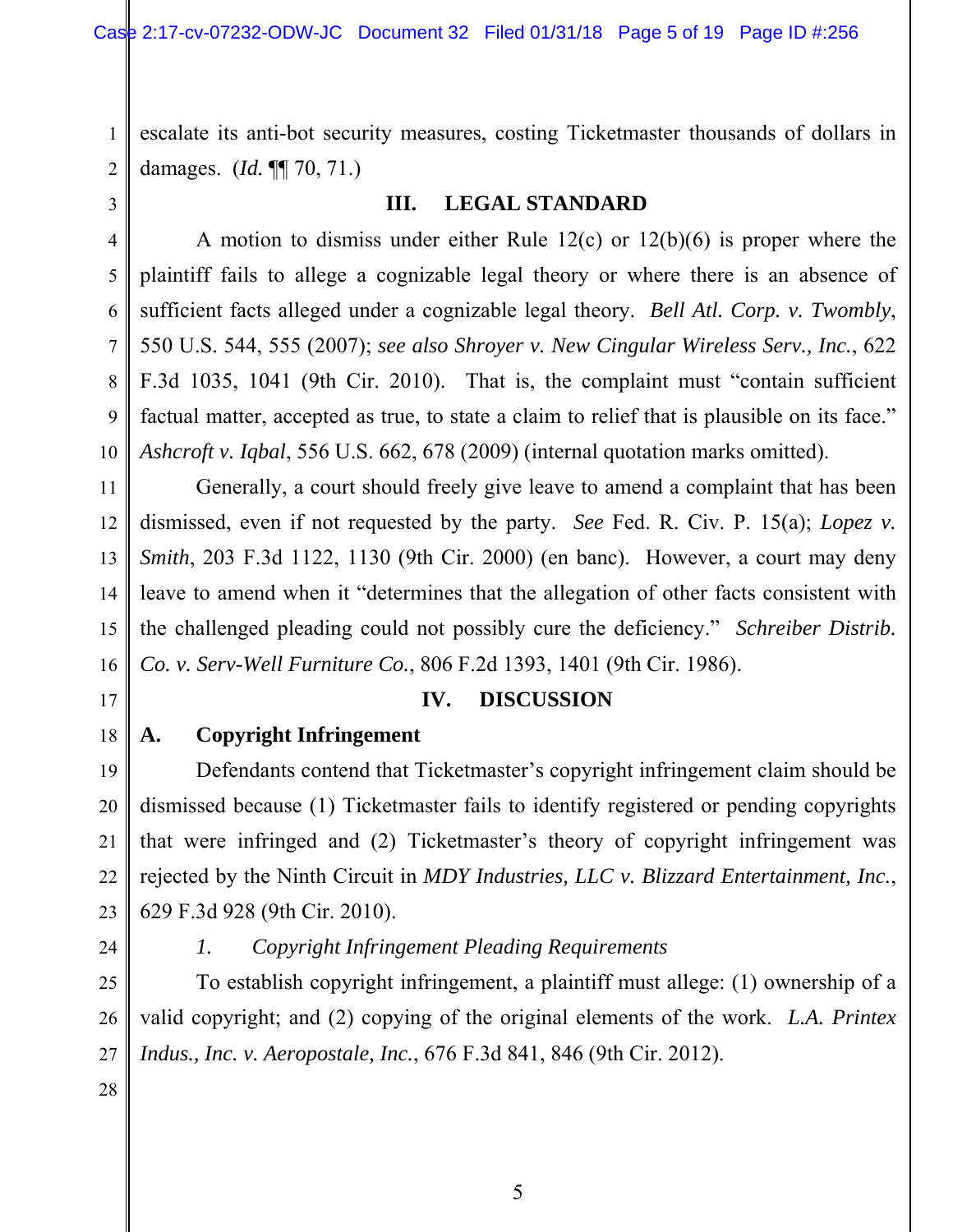escalate its anti-bot security measures, costing Ticketmaster thousands of dollars in damages. (*Id.* ¶¶ 70, 71.)

## III. LEGAL STANDARD

A motion to dismiss under either Rule 12(c) or 12(b)(6) is proper where the plaintiff fails to allege a cognizable legal theory or where there is an absence of sufficient facts alleged under a cognizable legal theory. *Bell Atl. Corp. v. Twombly*, 550 U.S. 544, 555 (2007); *see also Shroyer v. New Cingular Wireless Serv., Inc.*, 622 F.3d 1035, 1041 (9th Cir. 2010). That is, the complaint must "contain sufficient factual matter, accepted as true, to state a claim to relief that is plausible on its face." *Ashcroft v. Iqbal*, 556 U.S. 662, 678 (2009) (internal quotation marks omitted).

Generally, a court should freely give leave to amend a complaint that has been dismissed, even if not requested by the party. *See* Fed. R. Civ. P. 15(a); *Lopez v. Smith*, 203 F.3d 1122, 1130 (9th Cir. 2000) (en banc). However, a court may deny leave to amend when it "determines that the allegation of other facts consistent with the challenged pleading could not possibly cure the deficiency." *Schreiber Distrib. Co. v. Serv-Well Furniture Co.*, 806 F.2d 1393, 1401 (9th Cir. 1986).

## IV. DISCUSSION

### A. Copyright Infringement

Defendants contend that Ticketmaster's copyright infringement claim should be dismissed because (1) Ticketmaster fails to identify registered or pending copyrights that were infringed and (2) Ticketmaster's theory of copyright infringement was rejected by the Ninth Circuit in *MDY Industries, LLC v. Blizzard Entertainment, Inc.*, 629 F.3d 928 (9th Cir. 2010).

#### *1. Copyright Infringement Pleading Requirements*

To establish copyright infringement, a plaintiff must allege: (1) ownership of a valid copyright; and (2) copying of the original elements of the work. *L.A. Printex Indus., Inc. v. Aeropostale, Inc.*, 676 F.3d 841, 846 (9th Cir. 2012).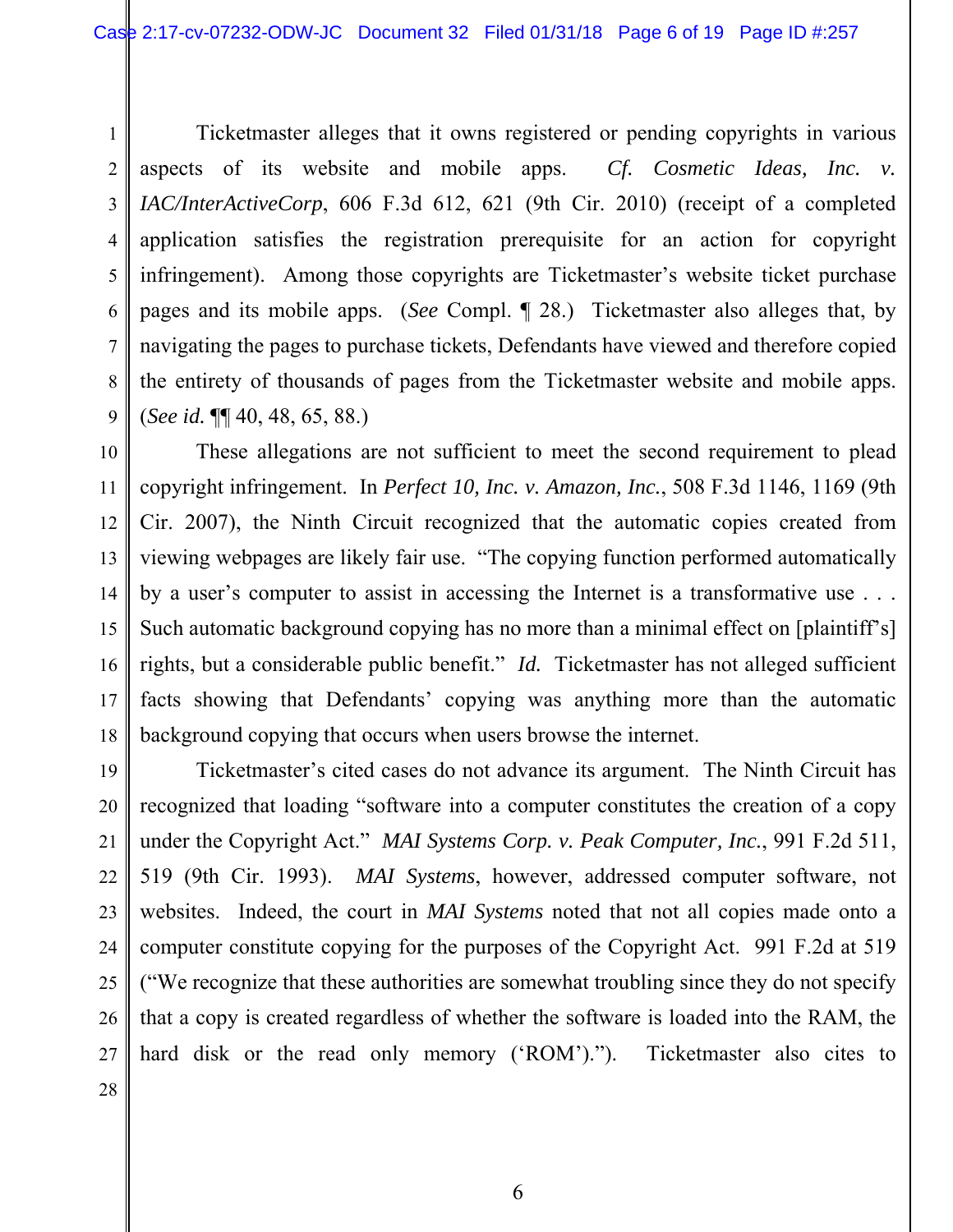Ticketmaster alleges that it owns registered or pending copyrights in various aspects of its website and mobile apps. *Cf. Cosmetic Ideas, Inc. v. IAC/InterActiveCorp*, 606 F.3d 612, 621 (9th Cir. 2010) (receipt of a completed application satisfies the registration prerequisite for an action for copyright infringement). Among those copyrights are Ticketmaster's website ticket purchase pages and its mobile apps. (*See* Compl. ¶ 28.) Ticketmaster also alleges that, by navigating the pages to purchase tickets, Defendants have viewed and therefore copied the entirety of thousands of pages from the Ticketmaster website and mobile apps. (*See id.* ¶¶ 40, 48, 65, 88.)

These allegations are not sufficient to meet the second requirement to plead copyright infringement. In *Perfect 10, Inc. v. Amazon, Inc.*, 508 F.3d 1146, 1169 (9th Cir. 2007), the Ninth Circuit recognized that the automatic copies created from viewing webpages are likely fair use. "The copying function performed automatically by a user's computer to assist in accessing the Internet is a transformative use . . . Such automatic background copying has no more than a minimal effect on [plaintiff's] rights, but a considerable public benefit." *Id.* Ticketmaster has not alleged sufficient facts showing that Defendants' copying was anything more than the automatic background copying that occurs when users browse the internet.

Ticketmaster's cited cases do not advance its argument. The Ninth Circuit has recognized that loading "software into a computer constitutes the creation of a copy under the Copyright Act." *MAI Systems Corp. v. Peak Computer, Inc.*, 991 F.2d 511, 519 (9th Cir. 1993). *MAI Systems*, however, addressed computer software, not websites. Indeed, the court in *MAI Systems* noted that not all copies made onto a computer constitute copying for the purposes of the Copyright Act. 991 F.2d at 519 ("We recognize that these authorities are somewhat troubling since they do not specify that a copy is created regardless of whether the software is loaded into the RAM, the hard disk or the read only memory ('ROM')."). Ticketmaster also cites to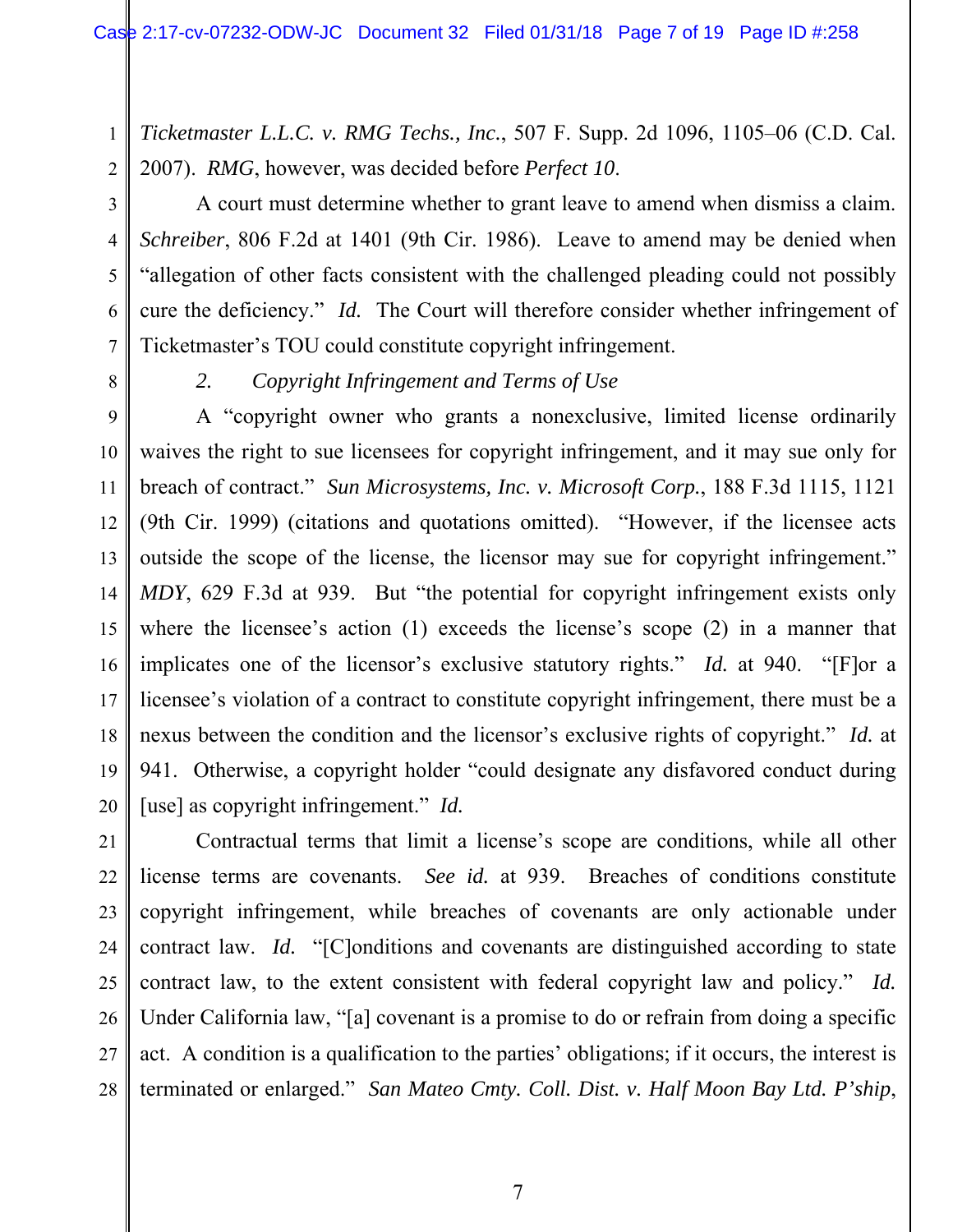*Ticketmaster L.L.C. v. RMG Techs., Inc.*, 507 F. Supp. 2d 1096, 1105–06 (C.D. Cal. 2007). *RMG*, however, was decided before *Perfect 10*.

A court must determine whether to grant leave to amend when dismiss a claim. *Schreiber*, 806 F.2d at 1401 (9th Cir. 1986). Leave to amend may be denied when "allegation of other facts consistent with the challenged pleading could not possibly cure the deficiency." *Id.* The Court will therefore consider whether infringement of Ticketmaster's TOU could constitute copyright infringement.

*2. Copyright Infringement and Terms of Use*

A "copyright owner who grants a nonexclusive, limited license ordinarily waives the right to sue licensees for copyright infringement, and it may sue only for breach of contract." *Sun Microsystems, Inc. v. Microsoft Corp.*, 188 F.3d 1115, 1121 (9th Cir. 1999) (citations and quotations omitted). "However, if the licensee acts outside the scope of the license, the licensor may sue for copyright infringement." *MDY*, 629 F.3d at 939. But "the potential for copyright infringement exists only where the licensee's action (1) exceeds the license's scope (2) in a manner that implicates one of the licensor's exclusive statutory rights." *Id.* at 940. "[F]or a licensee's violation of a contract to constitute copyright infringement, there must be a nexus between the condition and the licensor's exclusive rights of copyright." *Id.* at 941. Otherwise, a copyright holder "could designate any disfavored conduct during [use] as copyright infringement." *Id.*

Contractual terms that limit a license's scope are conditions, while all other license terms are covenants. *See id.* at 939. Breaches of conditions constitute copyright infringement, while breaches of covenants are only actionable under contract law. *Id.* "[C]onditions and covenants are distinguished according to state contract law, to the extent consistent with federal copyright law and policy." *Id.* Under California law, "[a] covenant is a promise to do or refrain from doing a specific act. A condition is a qualification to the parties' obligations; if it occurs, the interest is terminated or enlarged." *San Mateo Cmty. Coll. Dist. v. Half Moon Bay Ltd. P'ship*,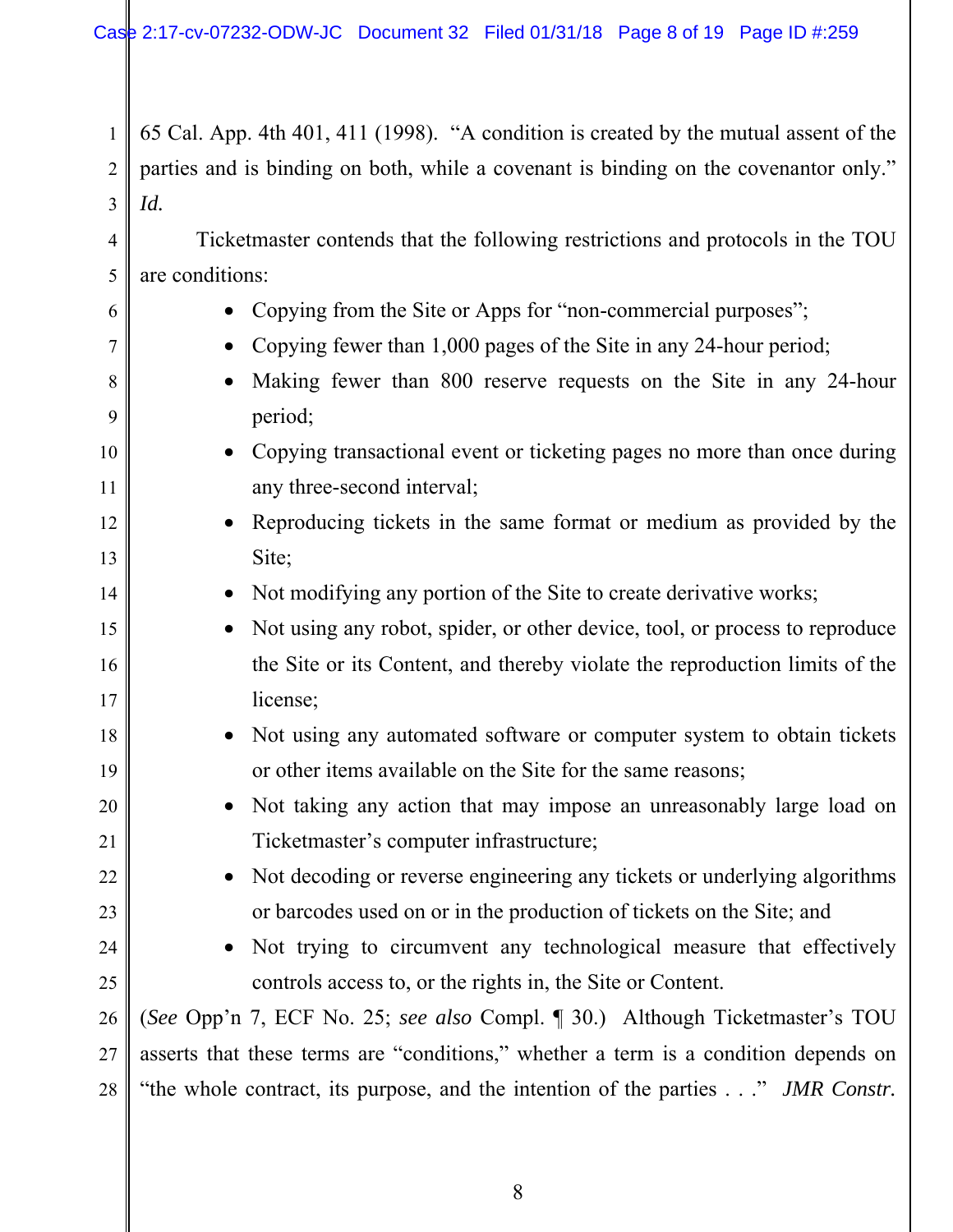65 Cal. App. 4th 401, 411 (1998). "A condition is created by the mutual assent of the parties and is binding on both, while a covenant is binding on the covenantor only." *Id.*

Ticketmaster contends that the following restrictions and protocols in the TOU are conditions:

- Copying from the Site or Apps for "non-commercial purposes";
- Copying fewer than 1,000 pages of the Site in any 24-hour period;
- Making fewer than 800 reserve requests on the Site in any 24-hour period;
- Copying transactional event or ticketing pages no more than once during any three-second interval;
- Reproducing tickets in the same format or medium as provided by the Site;
- Not modifying any portion of the Site to create derivative works;
- Not using any robot, spider, or other device, tool, or process to reproduce the Site or its Content, and thereby violate the reproduction limits of the license;
- Not using any automated software or computer system to obtain tickets or other items available on the Site for the same reasons;
- Not taking any action that may impose an unreasonably large load on Ticketmaster's computer infrastructure;
- Not decoding or reverse engineering any tickets or underlying algorithms or barcodes used on or in the production of tickets on the Site; and
- Not trying to circumvent any technological measure that effectively controls access to, or the rights in, the Site or Content.

(*See* Opp'n 7, ECF No. 25; *see also* Compl. ¶ 30.) Although Ticketmaster's TOU asserts that these terms are "conditions," whether a term is a condition depends on "the whole contract, its purpose, and the intention of the parties . . ." *JMR Constr.*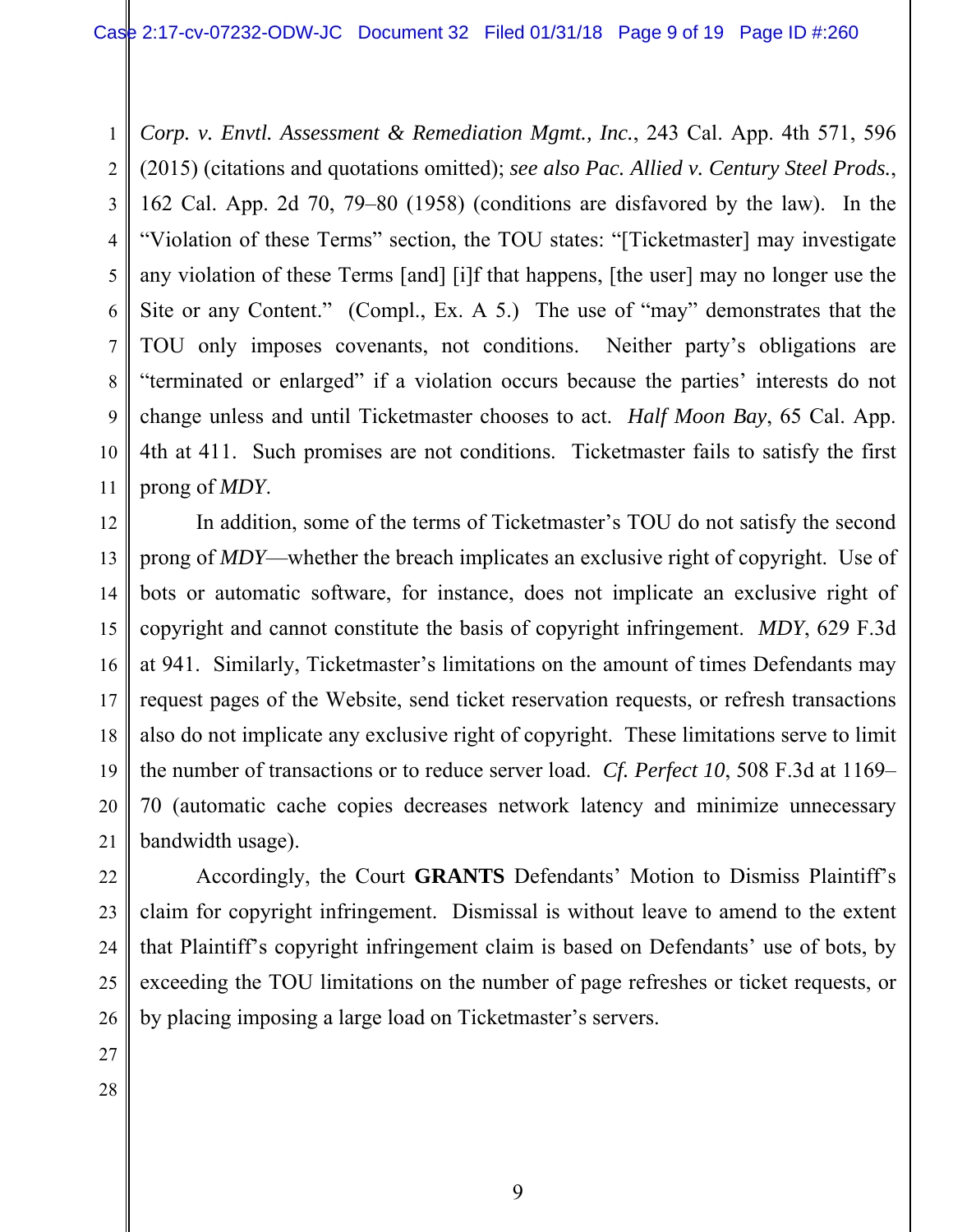*Corp. v. Envtl. Assessment & Remediation Mgmt., Inc.*, 243 Cal. App. 4th 571, 596 (2015) (citations and quotations omitted); *see also Pac. Allied v. Century Steel Prods.*, 162 Cal. App. 2d 70, 79–80 (1958) (conditions are disfavored by the law). In the "Violation of these Terms" section, the TOU states: "[Ticketmaster] may investigate any violation of these Terms [and] [i]f that happens, [the user] may no longer use the Site or any Content." (Compl., Ex. A 5.) The use of "may" demonstrates that the TOU only imposes covenants, not conditions. Neither party's obligations are "terminated or enlarged" if a violation occurs because the parties' interests do not change unless and until Ticketmaster chooses to act. *Half Moon Bay*, 65 Cal. App. 4th at 411. Such promises are not conditions. Ticketmaster fails to satisfy the first prong of *MDY*.

In addition, some of the terms of Ticketmaster's TOU do not satisfy the second prong of *MDY*—whether the breach implicates an exclusive right of copyright. Use of bots or automatic software, for instance, does not implicate an exclusive right of copyright and cannot constitute the basis of copyright infringement. *MDY*, 629 F.3d at 941. Similarly, Ticketmaster's limitations on the amount of times Defendants may request pages of the Website, send ticket reservation requests, or refresh transactions also do not implicate any exclusive right of copyright. These limitations serve to limit the number of transactions or to reduce server load. *Cf. Perfect 10*, 508 F.3d at 1169–70 (automatic cache copies decreases network latency and minimize unnecessary bandwidth usage).

Accordingly, the Court **GRANTS** Defendants' Motion to Dismiss Plaintiff's claim for copyright infringement. Dismissal is without leave to amend to the extent that Plaintiff's copyright infringement claim is based on Defendants' use of bots, by exceeding the TOU limitations on the number of page refreshes or ticket requests, or by placing imposing a large load on Ticketmaster's servers.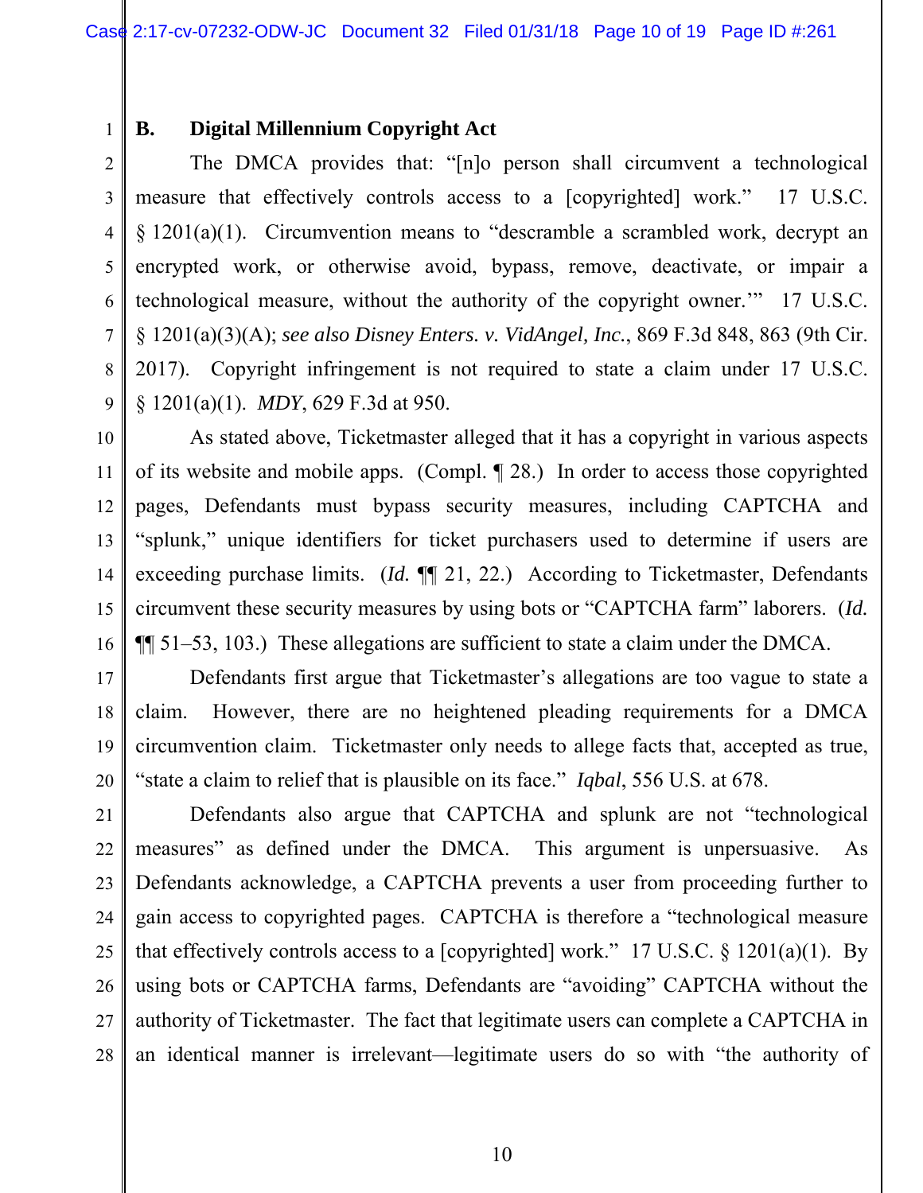### B. Digital Millennium Copyright Act

The DMCA provides that: "[n]o person shall circumvent a technological measure that effectively controls access to a [copyrighted] work." 17 U.S.C. § 1201(a)(1). Circumvention means to "descramble a scrambled work, decrypt an encrypted work, or otherwise avoid, bypass, remove, deactivate, or impair a technological measure, without the authority of the copyright owner.'" 17 U.S.C. § 1201(a)(3)(A); *see also Disney Enters. v. VidAngel, Inc.*, 869 F.3d 848, 863 (9th Cir. 2017). Copyright infringement is not required to state a claim under 17 U.S.C. § 1201(a)(1). *MDY*, 629 F.3d at 950.

As stated above, Ticketmaster alleged that it has a copyright in various aspects of its website and mobile apps. (Compl. ¶ 28.) In order to access those copyrighted pages, Defendants must bypass security measures, including CAPTCHA and "splunk," unique identifiers for ticket purchasers used to determine if users are exceeding purchase limits. (*Id.* ¶¶ 21, 22.) According to Ticketmaster, Defendants circumvent these security measures by using bots or "CAPTCHA farm" laborers. (*Id.* ¶¶ 51–53, 103.) These allegations are sufficient to state a claim under the DMCA.

Defendants first argue that Ticketmaster's allegations are too vague to state a claim. However, there are no heightened pleading requirements for a DMCA circumvention claim. Ticketmaster only needs to allege facts that, accepted as true, "state a claim to relief that is plausible on its face." *Iqbal*, 556 U.S. at 678.

Defendants also argue that CAPTCHA and splunk are not "technological measures" as defined under the DMCA. This argument is unpersuasive. As Defendants acknowledge, a CAPTCHA prevents a user from proceeding further to gain access to copyrighted pages. CAPTCHA is therefore a "technological measure that effectively controls access to a [copyrighted] work." 17 U.S.C. § 1201(a)(1). By using bots or CAPTCHA farms, Defendants are "avoiding" CAPTCHA without the authority of Ticketmaster. The fact that legitimate users can complete a CAPTCHA in an identical manner is irrelevant—legitimate users do so with "the authority of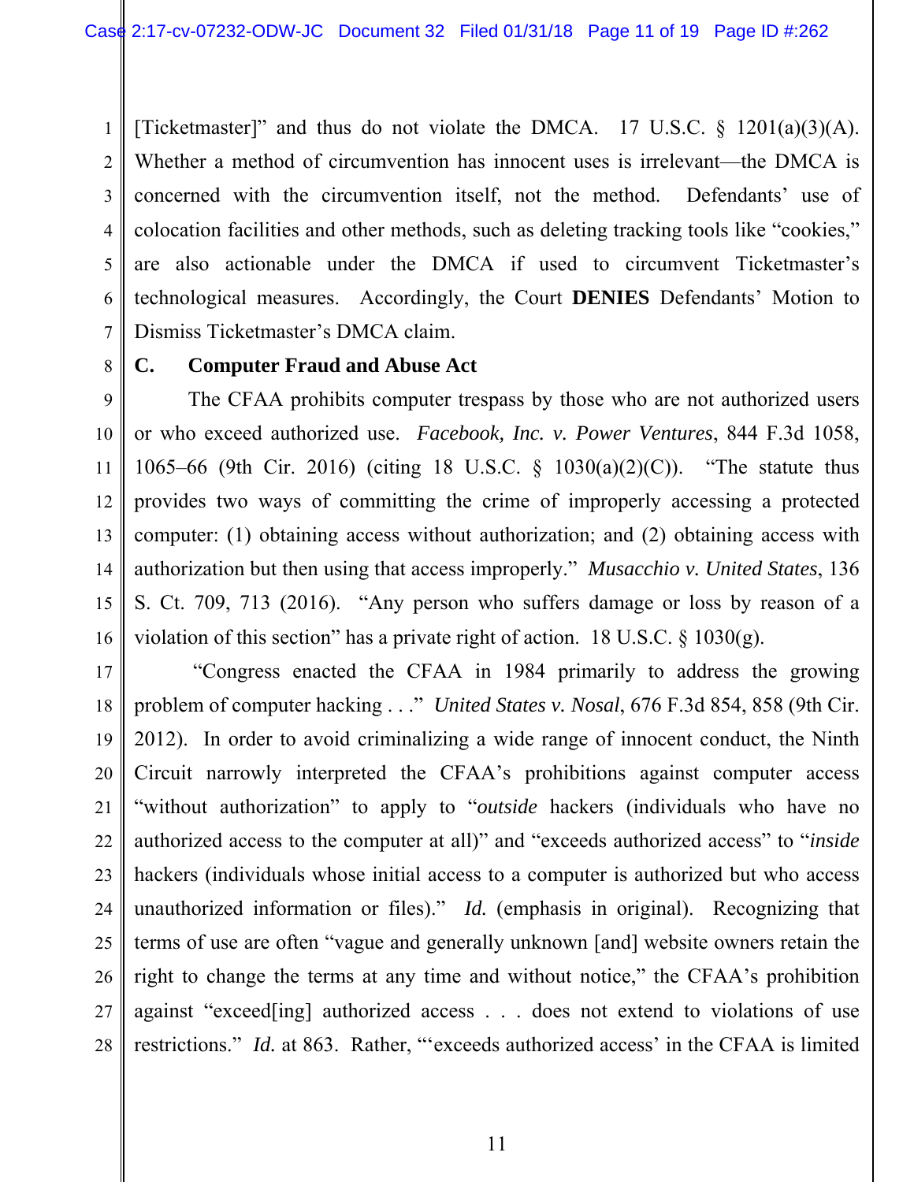[Ticketmaster]" and thus do not violate the DMCA. 17 U.S.C. § 1201(a)(3)(A). Whether a method of circumvention has innocent uses is irrelevant—the DMCA is concerned with the circumvention itself, not the method. Defendants' use of colocation facilities and other methods, such as deleting tracking tools like "cookies," are also actionable under the DMCA if used to circumvent Ticketmaster's technological measures. Accordingly, the Court **DENIES** Defendants' Motion to Dismiss Ticketmaster's DMCA claim.

### C. Computer Fraud and Abuse Act

The CFAA prohibits computer trespass by those who are not authorized users or who exceed authorized use. *Facebook, Inc. v. Power Ventures*, 844 F.3d 1058, 1065–66 (9th Cir. 2016) (citing 18 U.S.C. § 1030(a)(2)(C)). "The statute thus provides two ways of committing the crime of improperly accessing a protected computer: (1) obtaining access without authorization; and (2) obtaining access with authorization but then using that access improperly." *Musacchio v. United States*, 136 S. Ct. 709, 713 (2016). "Any person who suffers damage or loss by reason of a violation of this section" has a private right of action. 18 U.S.C. § 1030(g).

"Congress enacted the CFAA in 1984 primarily to address the growing problem of computer hacking . . ." *United States v. Nosal*, 676 F.3d 854, 858 (9th Cir. 2012). In order to avoid criminalizing a wide range of innocent conduct, the Ninth Circuit narrowly interpreted the CFAA's prohibitions against computer access "without authorization" to apply to "*outside* hackers (individuals who have no authorized access to the computer at all)" and "exceeds authorized access" to "*inside* hackers (individuals whose initial access to a computer is authorized but who access unauthorized information or files)." *Id.* (emphasis in original). Recognizing that terms of use are often "vague and generally unknown [and] website owners retain the right to change the terms at any time and without notice," the CFAA's prohibition against "exceed[ing] authorized access . . . does not extend to violations of use restrictions." *Id.* at 863. Rather, "'exceeds authorized access' in the CFAA is limited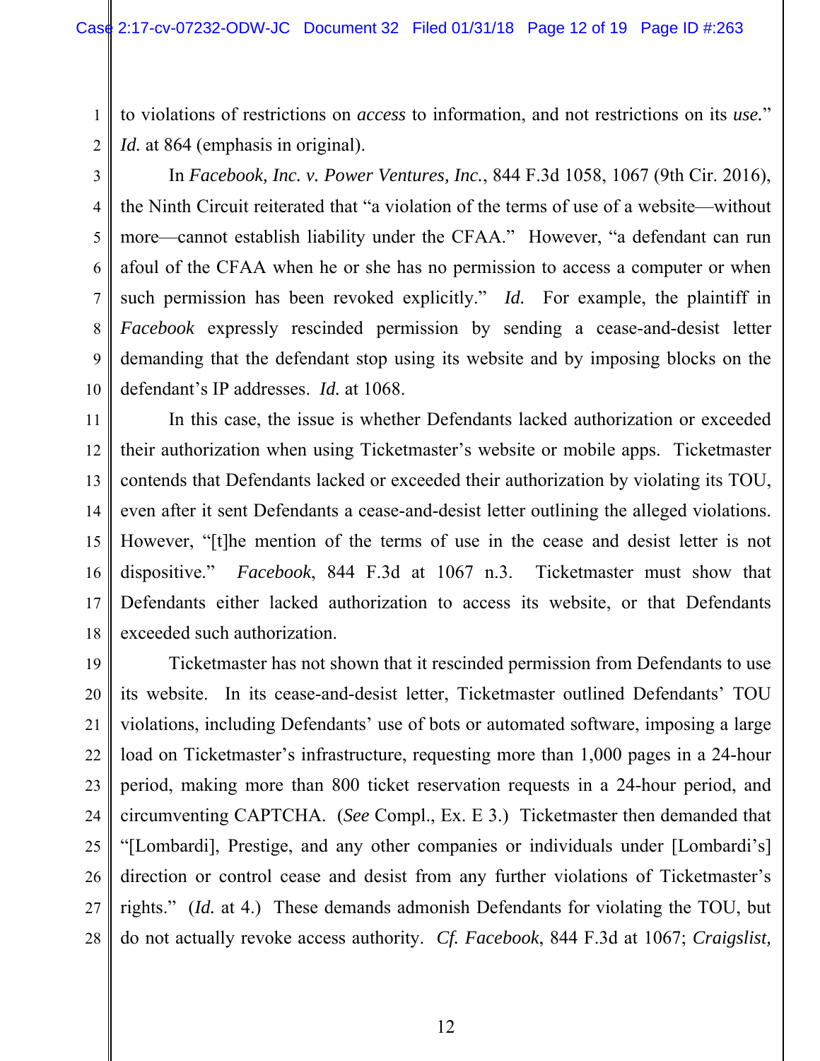to violations of restrictions on *access* to information, and not restrictions on its *use.*" *Id.* at 864 (emphasis in original).

In *Facebook, Inc. v. Power Ventures, Inc.*, 844 F.3d 1058, 1067 (9th Cir. 2016), the Ninth Circuit reiterated that "a violation of the terms of use of a website—without more—cannot establish liability under the CFAA." However, "a defendant can run afoul of the CFAA when he or she has no permission to access a computer or when such permission has been revoked explicitly." *Id.* For example, the plaintiff in *Facebook* expressly rescinded permission by sending a cease-and-desist letter demanding that the defendant stop using its website and by imposing blocks on the defendant's IP addresses. *Id.* at 1068.

In this case, the issue is whether Defendants lacked authorization or exceeded their authorization when using Ticketmaster's website or mobile apps. Ticketmaster contends that Defendants lacked or exceeded their authorization by violating its TOU, even after it sent Defendants a cease-and-desist letter outlining the alleged violations. However, "[t]he mention of the terms of use in the cease and desist letter is not dispositive." *Facebook*, 844 F.3d at 1067 n.3. Ticketmaster must show that Defendants either lacked authorization to access its website, or that Defendants exceeded such authorization.

Ticketmaster has not shown that it rescinded permission from Defendants to use its website. In its cease-and-desist letter, Ticketmaster outlined Defendants' TOU violations, including Defendants' use of bots or automated software, imposing a large load on Ticketmaster's infrastructure, requesting more than 1,000 pages in a 24-hour period, making more than 800 ticket reservation requests in a 24-hour period, and circumventing CAPTCHA. (*See* Compl., Ex. E 3.) Ticketmaster then demanded that "[Lombardi], Prestige, and any other companies or individuals under [Lombardi's] direction or control cease and desist from any further violations of Ticketmaster's rights." (*Id.* at 4.) These demands admonish Defendants for violating the TOU, but do not actually revoke access authority. *Cf. Facebook*, 844 F.3d at 1067; *Craigslist,*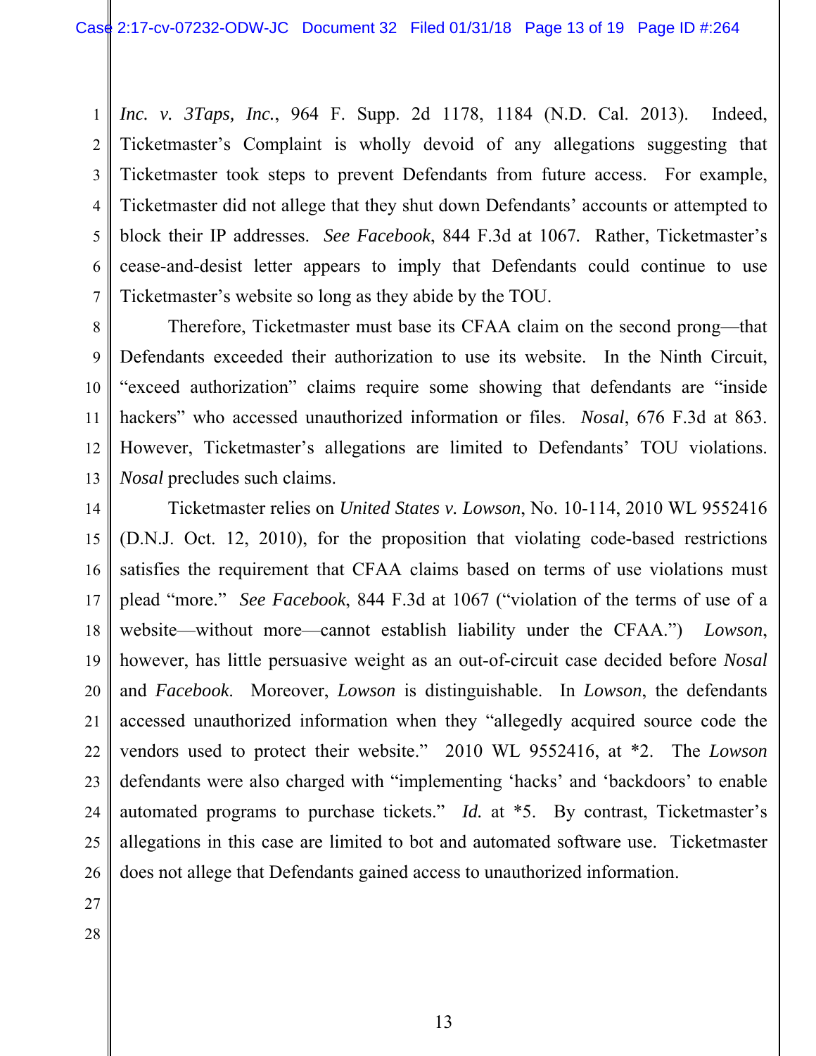*Inc. v. 3Taps, Inc.*, 964 F. Supp. 2d 1178, 1184 (N.D. Cal. 2013). Indeed, Ticketmaster's Complaint is wholly devoid of any allegations suggesting that Ticketmaster took steps to prevent Defendants from future access. For example, Ticketmaster did not allege that they shut down Defendants' accounts or attempted to block their IP addresses. *See Facebook*, 844 F.3d at 1067. Rather, Ticketmaster's cease-and-desist letter appears to imply that Defendants could continue to use Ticketmaster's website so long as they abide by the TOU.

Therefore, Ticketmaster must base its CFAA claim on the second prong—that Defendants exceeded their authorization to use its website. In the Ninth Circuit, "exceed authorization" claims require some showing that defendants are "inside hackers" who accessed unauthorized information or files. *Nosal*, 676 F.3d at 863. However, Ticketmaster's allegations are limited to Defendants' TOU violations. *Nosal* precludes such claims.

Ticketmaster relies on *United States v. Lowson*, No. 10-114, 2010 WL 9552416 (D.N.J. Oct. 12, 2010), for the proposition that violating code-based restrictions satisfies the requirement that CFAA claims based on terms of use violations must plead "more." *See Facebook*, 844 F.3d at 1067 ("violation of the terms of use of a website—without more—cannot establish liability under the CFAA.") *Lowson*, however, has little persuasive weight as an out-of-circuit case decided before *Nosal* and *Facebook*. Moreover, *Lowson* is distinguishable. In *Lowson*, the defendants accessed unauthorized information when they "allegedly acquired source code the vendors used to protect their website." 2010 WL 9552416, at *2. The *Lowson* defendants were also charged with "implementing 'hacks' and 'backdoors' to enable automated programs to purchase tickets." *Id.* at *5. By contrast, Ticketmaster's allegations in this case are limited to bot and automated software use. Ticketmaster does not allege that Defendants gained access to unauthorized information.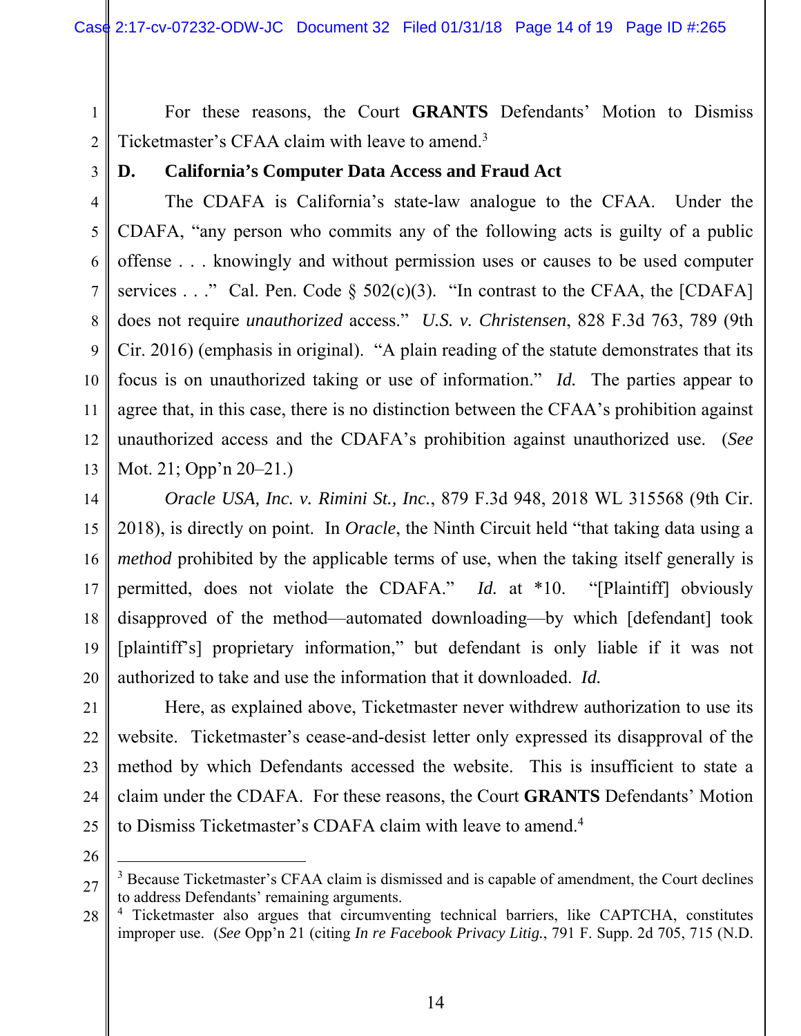For these reasons, the Court **GRANTS** Defendants' Motion to Dismiss Ticketmaster's CFAA claim with leave to amend.[3]

### D. California's Computer Data Access and Fraud Act

The CDAFA is California's state-law analogue to the CFAA. Under the CDAFA, "any person who commits any of the following acts is guilty of a public offense . . . knowingly and without permission uses or causes to be used computer services . . ." Cal. Pen. Code § 502(c)(3). "In contrast to the CFAA, the [CDAFA] does not require *unauthorized* access." *U.S. v. Christensen*, 828 F.3d 763, 789 (9th Cir. 2016) (emphasis in original). "A plain reading of the statute demonstrates that its focus is on unauthorized taking or use of information." *Id.* The parties appear to agree that, in this case, there is no distinction between the CFAA's prohibition against unauthorized access and the CDAFA's prohibition against unauthorized use. (*See* Mot. 21; Opp'n 20–21.)

*Oracle USA, Inc. v. Rimini St., Inc.*, 879 F.3d 948, 2018 WL 315568 (9th Cir. 2018), is directly on point. In *Oracle*, the Ninth Circuit held "that taking data using a *method* prohibited by the applicable terms of use, when the taking itself generally is permitted, does not violate the CDAFA." *Id.* at *10. "[Plaintiff] obviously disapproved of the method—automated downloading—by which [defendant] took [plaintiff's] proprietary information," but defendant is only liable if it was not authorized to take and use the information that it downloaded. *Id.*

Here, as explained above, Ticketmaster never withdrew authorization to use its website. Ticketmaster's cease-and-desist letter only expressed its disapproval of the method by which Defendants accessed the website. This is insufficient to state a claim under the CDAFA. For these reasons, the Court **GRANTS** Defendants' Motion to Dismiss Ticketmaster's CDAFA claim with leave to amend.[4]

---

[3] Because Ticketmaster's CFAA claim is dismissed and is capable of amendment, the Court declines to address Defendants' remaining arguments.

[4] Ticketmaster also argues that circumventing technical barriers, like CAPTCHA, constitutes improper use. (*See* Opp'n 21 (citing *In re Facebook Privacy Litig.*, 791 F. Supp. 2d 705, 715 (N.D.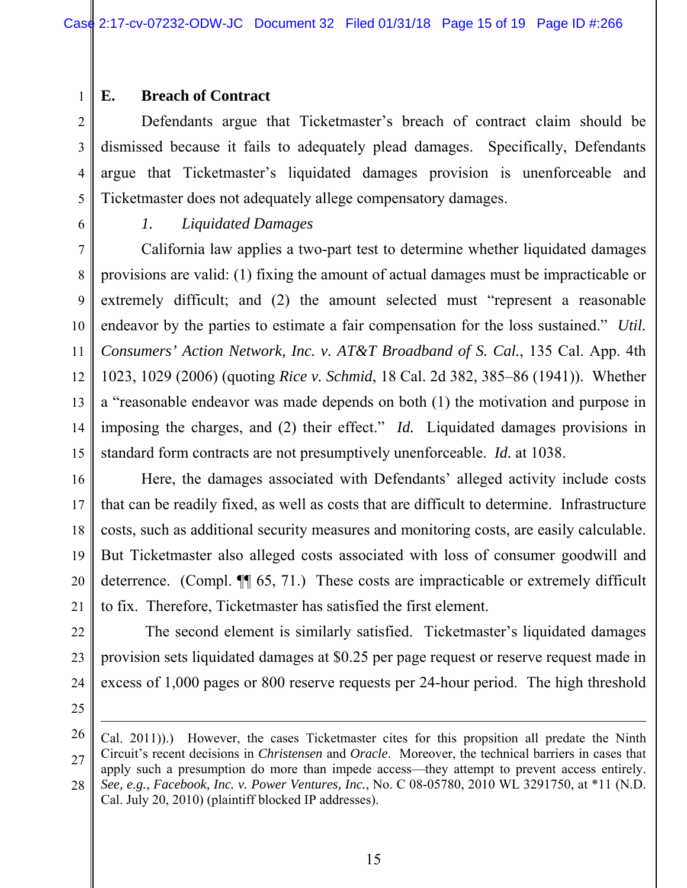## E. Breach of Contract

Defendants argue that Ticketmaster's breach of contract claim should be dismissed because it fails to adequately plead damages. Specifically, Defendants argue that Ticketmaster's liquidated damages provision is unenforceable and Ticketmaster does not adequately allege compensatory damages.

### *1. Liquidated Damages*

California law applies a two-part test to determine whether liquidated damages provisions are valid: (1) fixing the amount of actual damages must be impracticable or extremely difficult; and (2) the amount selected must "represent a reasonable endeavor by the parties to estimate a fair compensation for the loss sustained." *Util. Consumers' Action Network, Inc. v. AT&T Broadband of S. Cal.*, 135 Cal. App. 4th 1023, 1029 (2006) (quoting *Rice v. Schmid*, 18 Cal. 2d 382, 385–86 (1941)). Whether a "reasonable endeavor was made depends on both (1) the motivation and purpose in imposing the charges, and (2) their effect." *Id.* Liquidated damages provisions in standard form contracts are not presumptively unenforceable. *Id.* at 1038.

Here, the damages associated with Defendants' alleged activity include costs that can be readily fixed, as well as costs that are difficult to determine. Infrastructure costs, such as additional security measures and monitoring costs, are easily calculable. But Ticketmaster also alleged costs associated with loss of consumer goodwill and deterrence. (Compl. ¶¶ 65, 71.) These costs are impracticable or extremely difficult to fix. Therefore, Ticketmaster has satisfied the first element.

The second element is similarly satisfied. Ticketmaster's liquidated damages provision sets liquidated damages at $0.25 per page request or reserve request made in excess of 1,000 pages or 800 reserve requests per 24-hour period. The high threshold

---

Cal. 2011)).) However, the cases Ticketmaster cites for this propsition all predate the Ninth Circuit's recent decisions in *Christensen* and *Oracle*. Moreover, the technical barriers in cases that apply such a presumption do more than impede access—they attempt to prevent access entirely. *See, e.g.*, *Facebook, Inc. v. Power Ventures, Inc.*, No. C 08-05780, 2010 WL 3291750, at *11 (N.D. Cal. July 20, 2010) (plaintiff blocked IP addresses).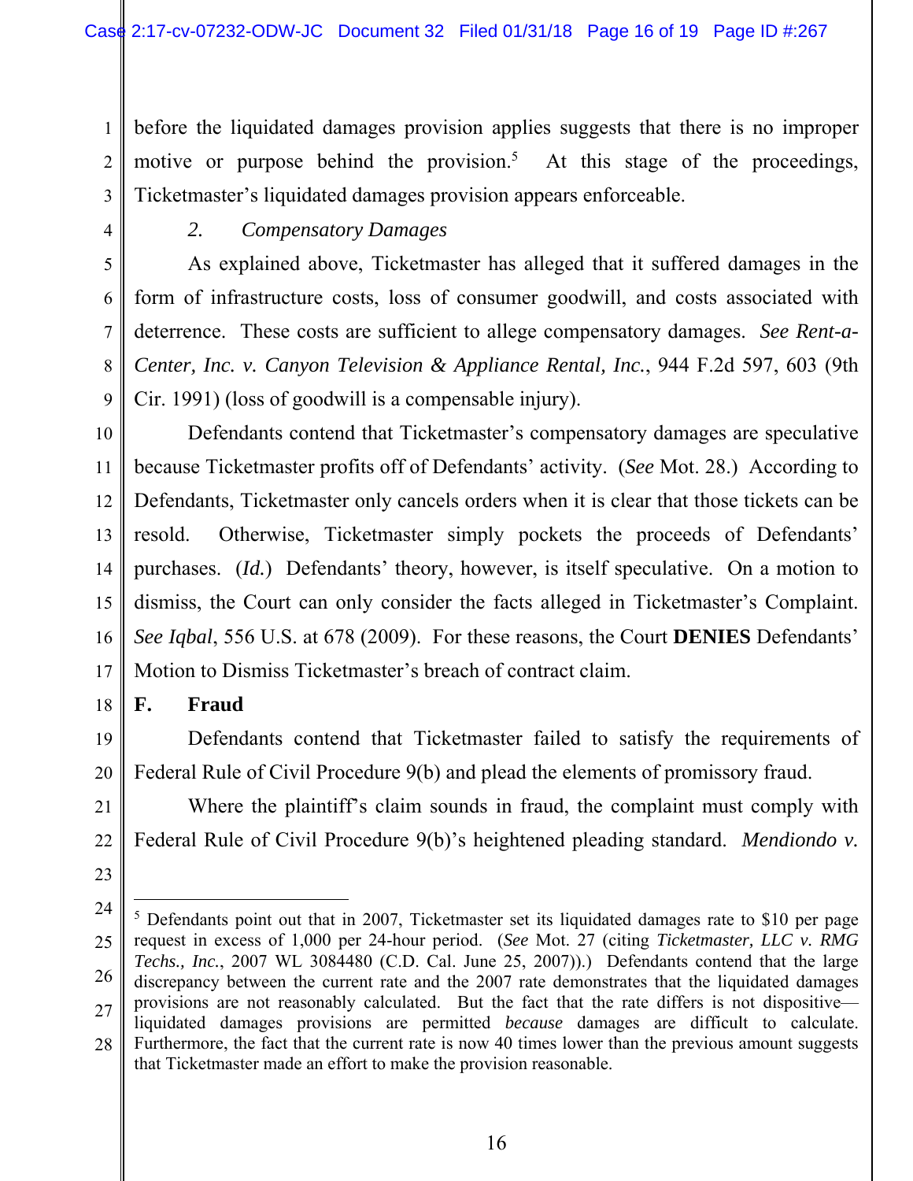before the liquidated damages provision applies suggests that there is no improper motive or purpose behind the provision.[5] At this stage of the proceedings, Ticketmaster's liquidated damages provision appears enforceable.

### 2. *Compensatory Damages*

As explained above, Ticketmaster has alleged that it suffered damages in the form of infrastructure costs, loss of consumer goodwill, and costs associated with deterrence. These costs are sufficient to allege compensatory damages. *See Rent-a-Center, Inc. v. Canyon Television & Appliance Rental, Inc.*, 944 F.2d 597, 603 (9th Cir. 1991) (loss of goodwill is a compensable injury).

Defendants contend that Ticketmaster's compensatory damages are speculative because Ticketmaster profits off of Defendants' activity. (*See* Mot. 28.) According to Defendants, Ticketmaster only cancels orders when it is clear that those tickets can be resold. Otherwise, Ticketmaster simply pockets the proceeds of Defendants' purchases. (*Id.*) Defendants' theory, however, is itself speculative. On a motion to dismiss, the Court can only consider the facts alleged in Ticketmaster's Complaint. *See Iqbal*, 556 U.S. at 678 (2009). For these reasons, the Court **DENIES** Defendants' Motion to Dismiss Ticketmaster's breach of contract claim.

## F. Fraud

Defendants contend that Ticketmaster failed to satisfy the requirements of Federal Rule of Civil Procedure 9(b) and plead the elements of promissory fraud.

Where the plaintiff's claim sounds in fraud, the complaint must comply with Federal Rule of Civil Procedure 9(b)'s heightened pleading standard. *Mendiondo v.*

---

[5] Defendants point out that in 2007, Ticketmaster set its liquidated damages rate to $10 per page request in excess of 1,000 per 24-hour period. (*See* Mot. 27 (citing *Ticketmaster, LLC v. RMG Techs., Inc.*, 2007 WL 3084480 (C.D. Cal. June 25, 2007)).) Defendants contend that the large discrepancy between the current rate and the 2007 rate demonstrates that the liquidated damages provisions are not reasonably calculated. But the fact that the rate differs is not dispositive—liquidated damages provisions are permitted *because* damages are difficult to calculate. Furthermore, the fact that the current rate is now 40 times lower than the previous amount suggests that Ticketmaster made an effort to make the provision reasonable.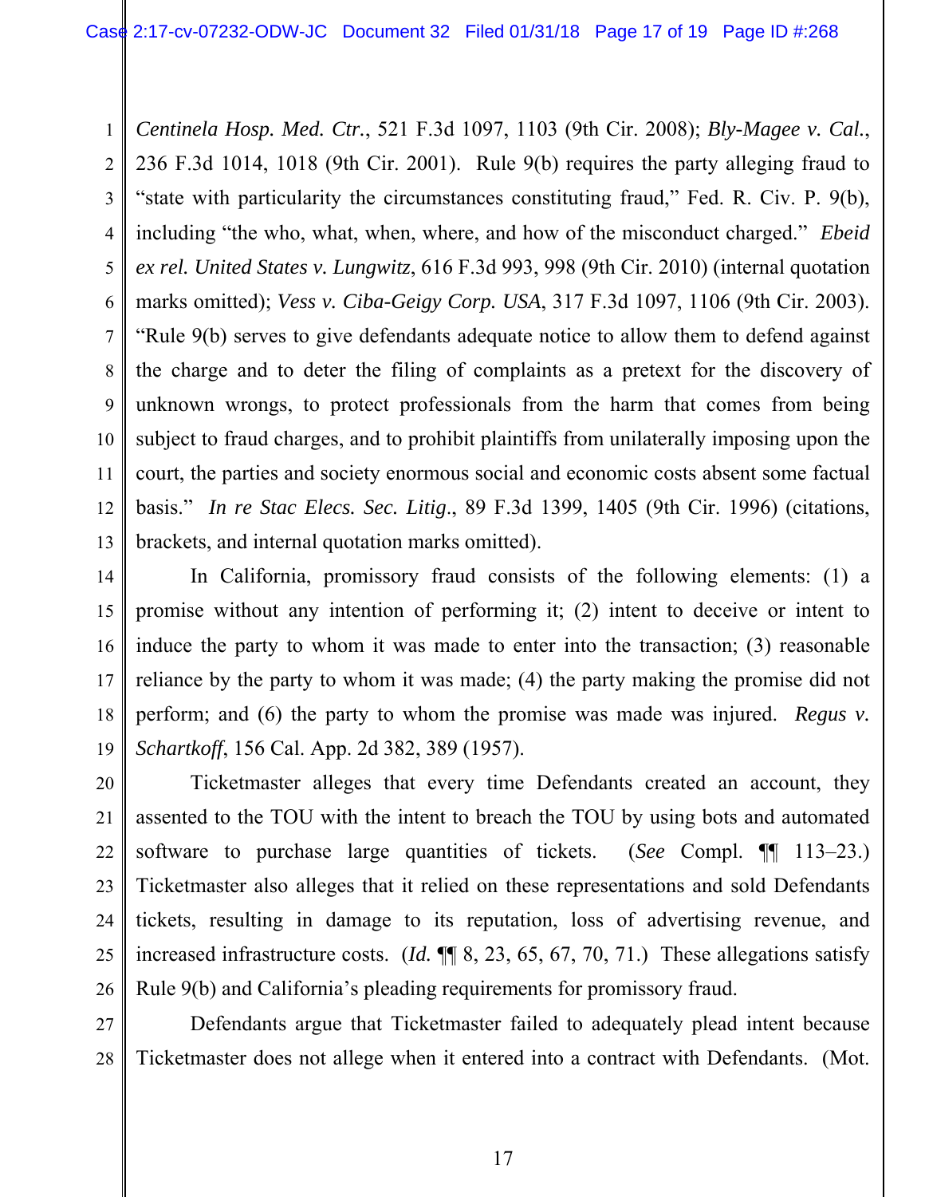*Centinela Hosp. Med. Ctr.*, 521 F.3d 1097, 1103 (9th Cir. 2008); *Bly-Magee v. Cal.*, 236 F.3d 1014, 1018 (9th Cir. 2001). Rule 9(b) requires the party alleging fraud to "state with particularity the circumstances constituting fraud," Fed. R. Civ. P. 9(b), including "the who, what, when, where, and how of the misconduct charged." *Ebeid ex rel. United States v. Lungwitz*, 616 F.3d 993, 998 (9th Cir. 2010) (internal quotation marks omitted); *Vess v. Ciba-Geigy Corp. USA*, 317 F.3d 1097, 1106 (9th Cir. 2003). "Rule 9(b) serves to give defendants adequate notice to allow them to defend against the charge and to deter the filing of complaints as a pretext for the discovery of unknown wrongs, to protect professionals from the harm that comes from being subject to fraud charges, and to prohibit plaintiffs from unilaterally imposing upon the court, the parties and society enormous social and economic costs absent some factual basis." *In re Stac Elecs. Sec. Litig.*, 89 F.3d 1399, 1405 (9th Cir. 1996) (citations, brackets, and internal quotation marks omitted).

In California, promissory fraud consists of the following elements: (1) a promise without any intention of performing it; (2) intent to deceive or intent to induce the party to whom it was made to enter into the transaction; (3) reasonable reliance by the party to whom it was made; (4) the party making the promise did not perform; and (6) the party to whom the promise was made was injured. *Regus v. Schartkoff*, 156 Cal. App. 2d 382, 389 (1957).

Ticketmaster alleges that every time Defendants created an account, they assented to the TOU with the intent to breach the TOU by using bots and automated software to purchase large quantities of tickets. (*See* Compl. ¶¶ 113–23.) Ticketmaster also alleges that it relied on these representations and sold Defendants tickets, resulting in damage to its reputation, loss of advertising revenue, and increased infrastructure costs. (*Id.* ¶¶ 8, 23, 65, 67, 70, 71.) These allegations satisfy Rule 9(b) and California's pleading requirements for promissory fraud.

Defendants argue that Ticketmaster failed to adequately plead intent because Ticketmaster does not allege when it entered into a contract with Defendants. (Mot.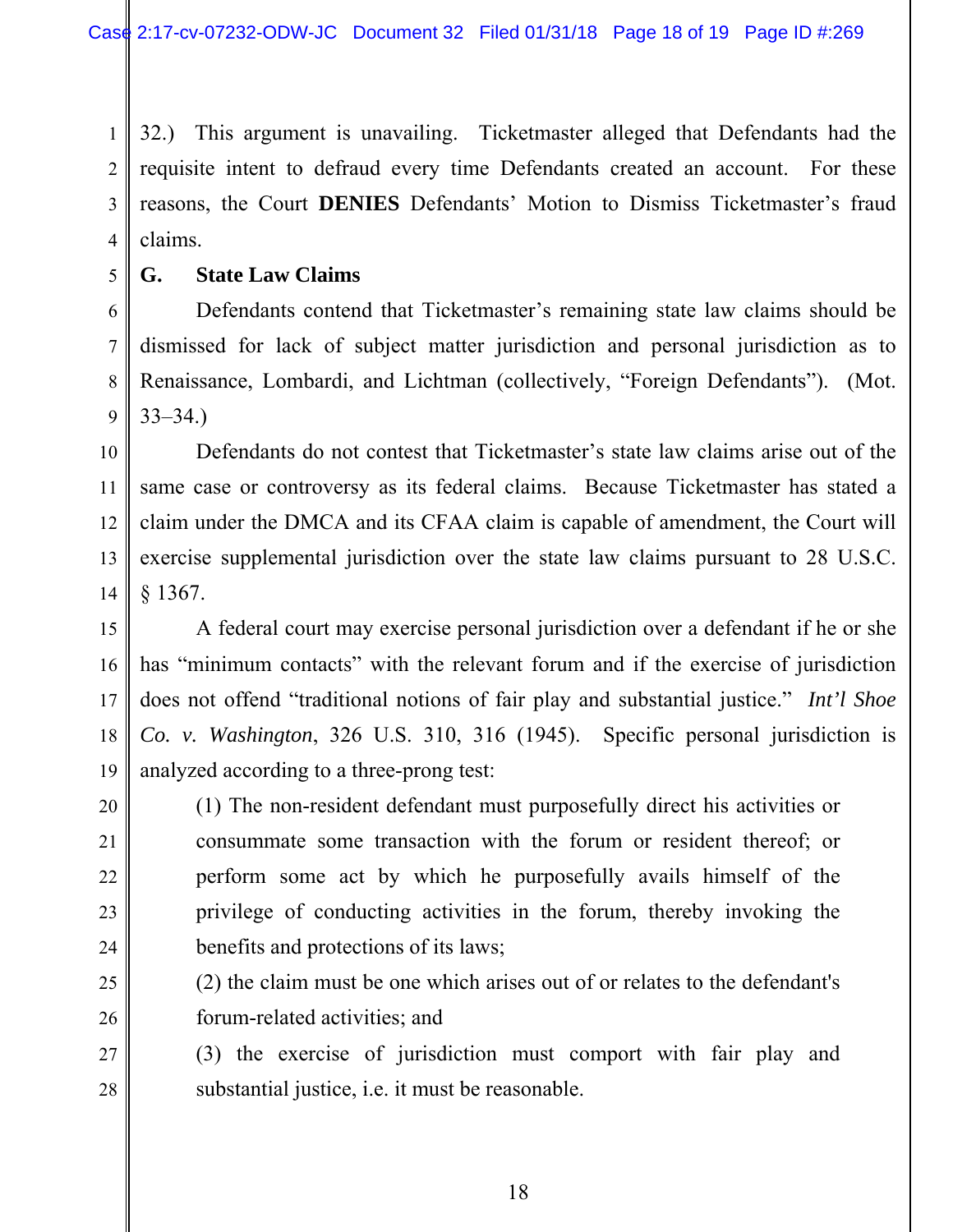32.) This argument is unavailing. Ticketmaster alleged that Defendants had the requisite intent to defraud every time Defendants created an account. For these reasons, the Court **DENIES** Defendants' Motion to Dismiss Ticketmaster's fraud claims.

### G. State Law Claims

Defendants contend that Ticketmaster's remaining state law claims should be dismissed for lack of subject matter jurisdiction and personal jurisdiction as to Renaissance, Lombardi, and Lichtman (collectively, "Foreign Defendants"). (Mot. 33–34.)

Defendants do not contest that Ticketmaster's state law claims arise out of the same case or controversy as its federal claims. Because Ticketmaster has stated a claim under the DMCA and its CFAA claim is capable of amendment, the Court will exercise supplemental jurisdiction over the state law claims pursuant to 28 U.S.C. § 1367.

A federal court may exercise personal jurisdiction over a defendant if he or she has "minimum contacts" with the relevant forum and if the exercise of jurisdiction does not offend "traditional notions of fair play and substantial justice." *Int'l Shoe Co. v. Washington*, 326 U.S. 310, 316 (1945). Specific personal jurisdiction is analyzed according to a three-prong test:

> (1) The non-resident defendant must purposefully direct his activities or consummate some transaction with the forum or resident thereof; or perform some act by which he purposefully avails himself of the privilege of conducting activities in the forum, thereby invoking the benefits and protections of its laws;
>
> (2) the claim must be one which arises out of or relates to the defendant's forum-related activities; and
>
> (3) the exercise of jurisdiction must comport with fair play and substantial justice, i.e. it must be reasonable.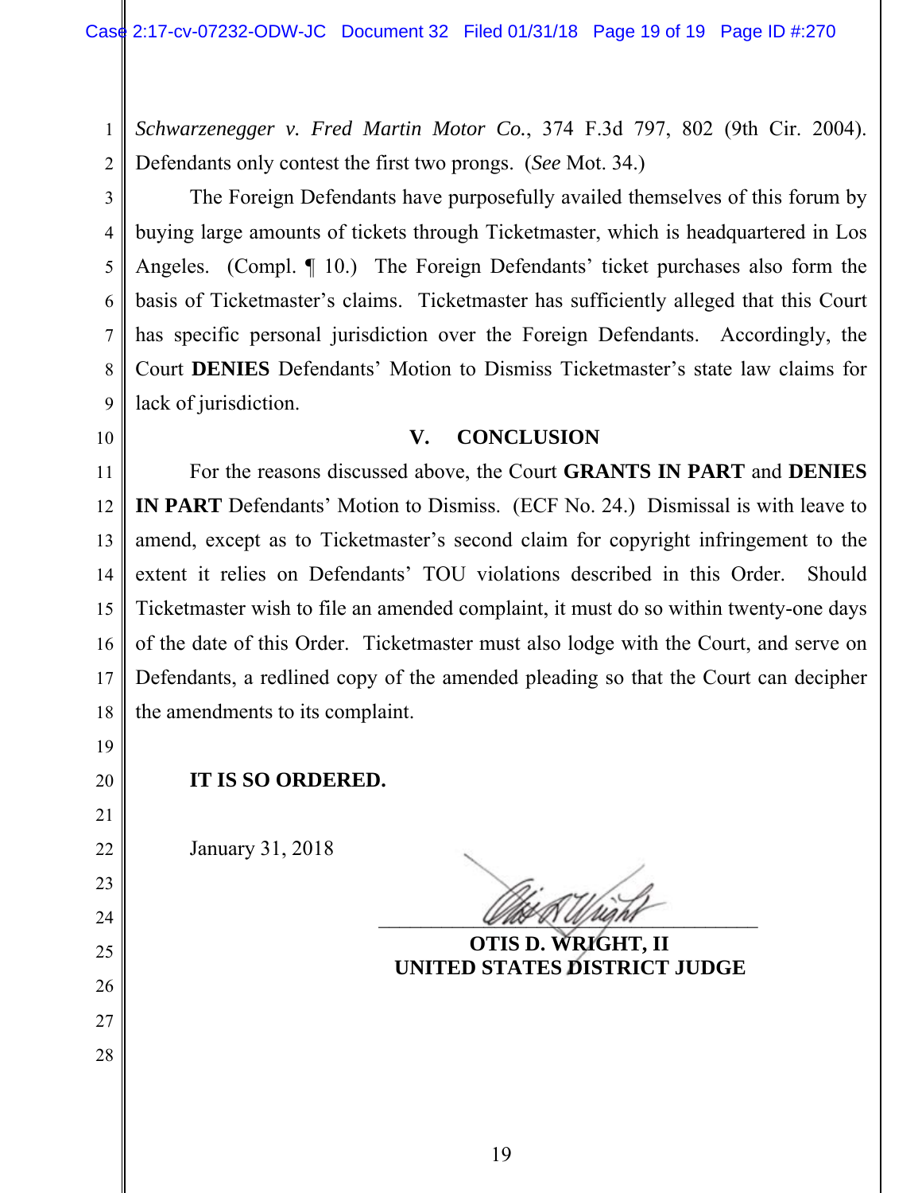*Schwarzenegger v. Fred Martin Motor Co.*, 374 F.3d 797, 802 (9th Cir. 2004). Defendants only contest the first two prongs. (*See* Mot. 34.)

The Foreign Defendants have purposefully availed themselves of this forum by buying large amounts of tickets through Ticketmaster, which is headquartered in Los Angeles. (Compl. ¶ 10.) The Foreign Defendants' ticket purchases also form the basis of Ticketmaster's claims. Ticketmaster has sufficiently alleged that this Court has specific personal jurisdiction over the Foreign Defendants. Accordingly, the Court **DENIES** Defendants' Motion to Dismiss Ticketmaster's state law claims for lack of jurisdiction.

## V. CONCLUSION

For the reasons discussed above, the Court **GRANTS IN PART** and **DENIES IN PART** Defendants' Motion to Dismiss. (ECF No. 24.) Dismissal is with leave to amend, except as to Ticketmaster's second claim for copyright infringement to the extent it relies on Defendants' TOU violations described in this Order. Should Ticketmaster wish to file an amended complaint, it must do so within twenty-one days of the date of this Order. Ticketmaster must also lodge with the Court, and serve on Defendants, a redlined copy of the amended pleading so that the Court can decipher the amendments to its complaint.

**IT IS SO ORDERED.**

January 31, 2018

**OTIS D. WRIGHT, II**
**UNITED STATES DISTRICT JUDGE**